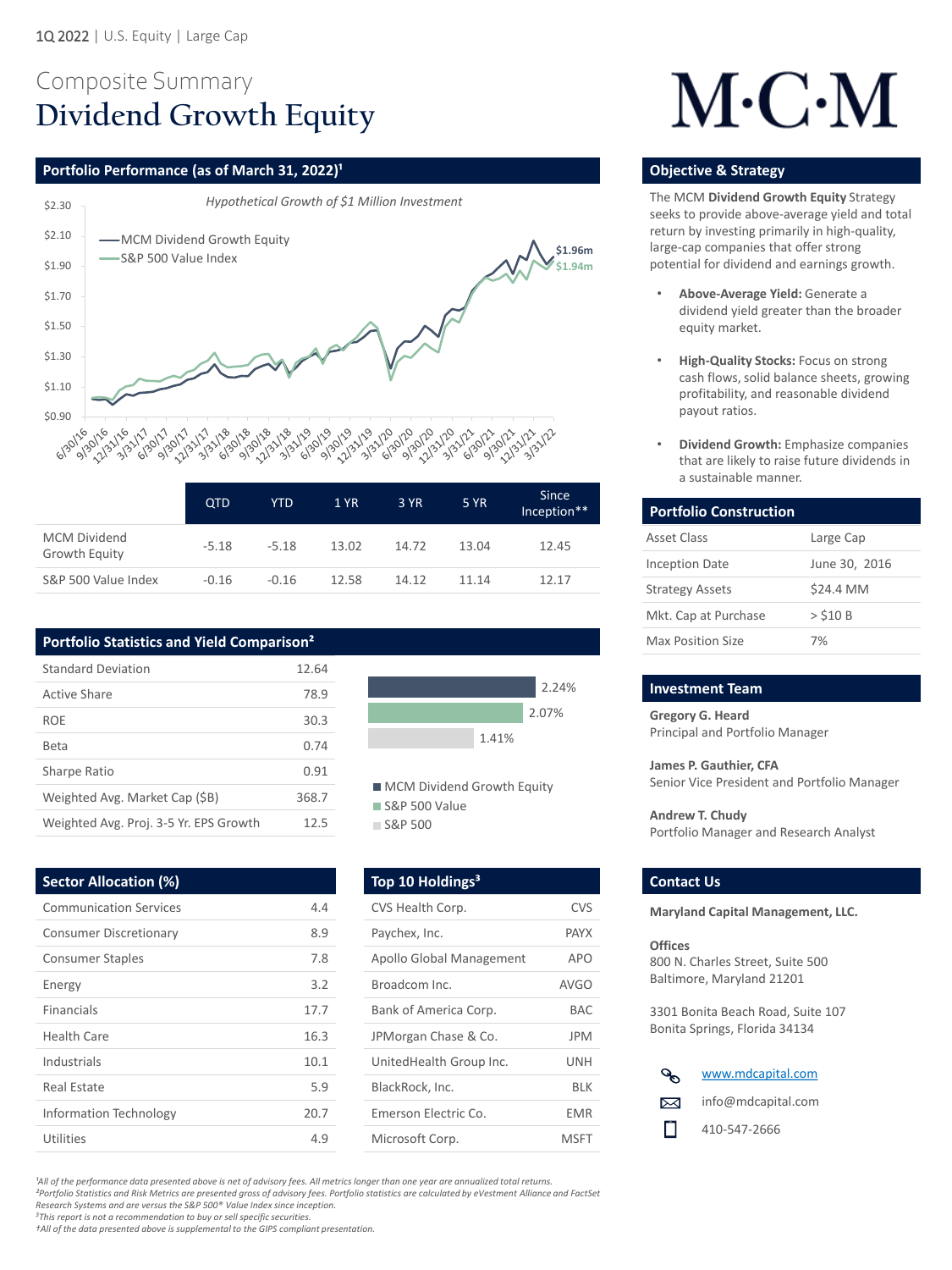1Q 2022 | U.S. Equity | Large Cap

# Composite Summary
# Dividend Growth Equity

M·C·M

## Portfolio Performance (as of March 31, 2022)[1]

*Hypothetical Growth of $1 Million Investment*

- MCM Dividend Growth Equity: $1.96m
- S&P 500 Value Index: $1.94m

| | QTD | YTD | 1 YR | 3 YR | 5 YR | Since Inception** |
|---|---|---|---|---|---|---|
| MCM Dividend Growth Equity | -5.18 | -5.18 | 13.02 | 14.72 | 13.04 | 12.45 |
| S&P 500 Value Index | -0.16 | -0.16 | 12.58 | 14.12 | 11.14 | 12.17 |

## Portfolio Statistics and Yield Comparison[2]

| | |
|---|---|
| Standard Deviation | 12.64 |
| Active Share | 78.9 |
| ROE | 30.3 |
| Beta | 0.74 |
| Sharpe Ratio | 0.91 |
| Weighted Avg. Market Cap ($B) | 368.7 |
| Weighted Avg. Proj. 3-5 Yr. EPS Growth | 12.5 |

| Yield | |
|---|---|
| MCM Dividend Growth Equity | 2.24% |
| S&P 500 Value | 2.07% |
| S&P 500 | 1.41% |

## Sector Allocation (%)

| | |
|---|---|
| Communication Services | 4.4 |
| Consumer Discretionary | 8.9 |
| Consumer Staples | 7.8 |
| Energy | 3.2 |
| Financials | 17.7 |
| Health Care | 16.3 |
| Industrials | 10.1 |
| Real Estate | 5.9 |
| Information Technology | 20.7 |
| Utilities | 4.9 |

## Top 10 Holdings[3]

| | |
|---|---|
| CVS Health Corp. | CVS |
| Paychex, Inc. | PAYX |
| Apollo Global Management | APO |
| Broadcom Inc. | AVGO |
| Bank of America Corp. | BAC |
| JPMorgan Chase & Co. | JPM |
| UnitedHealth Group Inc. | UNH |
| BlackRock, Inc. | BLK |
| Emerson Electric Co. | EMR |
| Microsoft Corp. | MSFT |

## Objective & Strategy

The MCM **Dividend Growth Equity** Strategy seeks to provide above-average yield and total return by investing primarily in high-quality, large-cap companies that offer strong potential for dividend and earnings growth.

- **Above-Average Yield:** Generate a dividend yield greater than the broader equity market.
- **High-Quality Stocks:** Focus on strong cash flows, solid balance sheets, growing profitability, and reasonable dividend payout ratios.
- **Dividend Growth:** Emphasize companies that are likely to raise future dividends in a sustainable manner.

## Portfolio Construction

| | |
|---|---|
| Asset Class | Large Cap |
| Inception Date | June 30, 2016 |
| Strategy Assets | $24.4 MM |
| Mkt. Cap at Purchase | > $10 B |
| Max Position Size | 7% |

## Investment Team

**Gregory G. Heard**
Principal and Portfolio Manager

**James P. Gauthier, CFA**
Senior Vice President and Portfolio Manager

**Andrew T. Chudy**
Portfolio Manager and Research Analyst

## Contact Us

**Maryland Capital Management, LLC.**

**Offices**
800 N. Charles Street, Suite 500
Baltimore, Maryland 21201

3301 Bonita Beach Road, Suite 107
Bonita Springs, Florida 34134

www.mdcapital.com
info@mdcapital.com
410-547-2666

*[1]All of the performance data presented above is net of advisory fees. All metrics longer than one year are annualized total returns.*
*[2]Portfolio Statistics and Risk Metrics are presented gross of advisory fees. Portfolio statistics are calculated by eVestment Alliance and FactSet Research Systems and are versus the S&P 500® Value Index since inception.*
*[3]This report is not a recommendation to buy or sell specific securities.*
*ǂAll of the data presented above is supplemental to the GIPS compliant presentation.*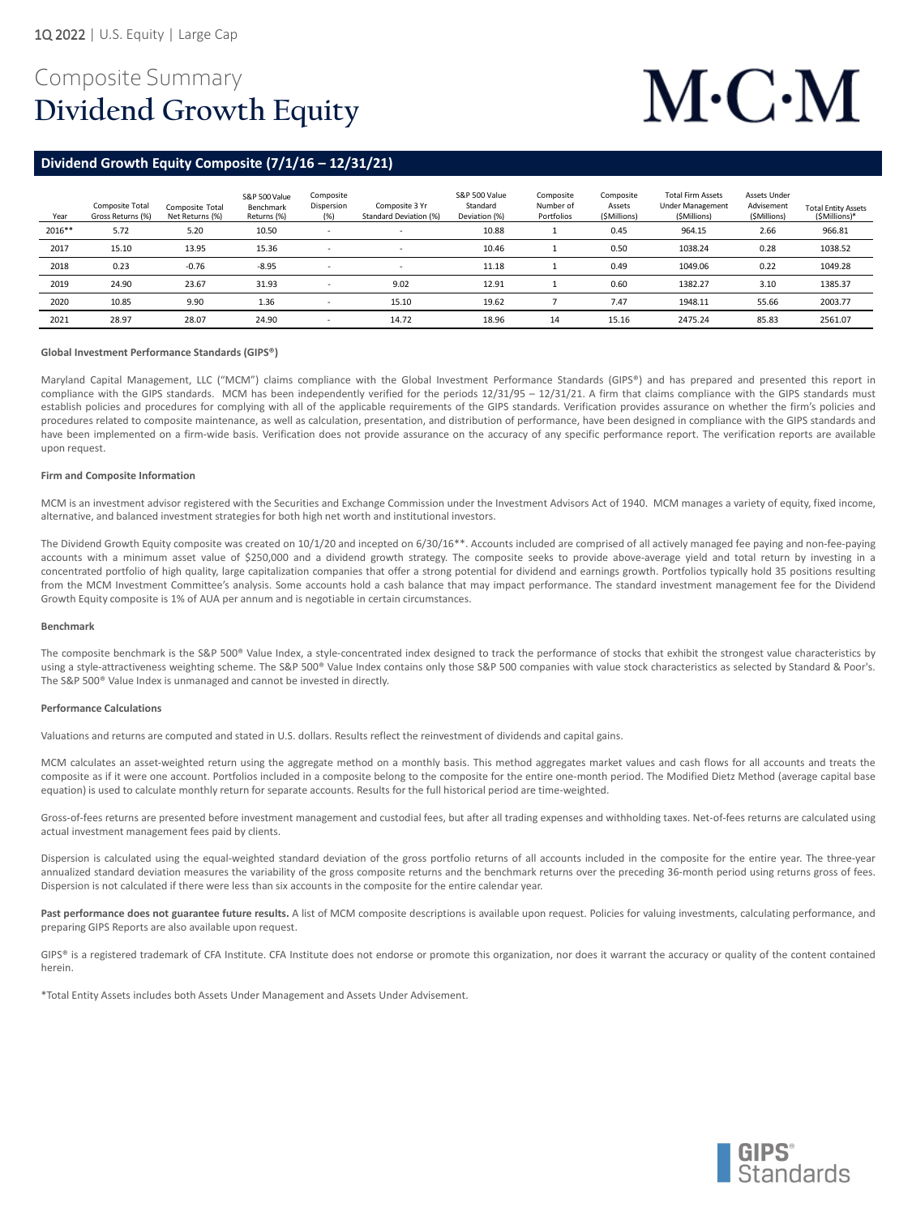# Composite Summary
# Dividend Growth Equity

M·C·M

## Dividend Growth Equity Composite (7/1/16 – 12/31/21)

| Year | Composite Total Gross Returns (%) | Composite Total Net Returns (%) | S&P 500 Value Benchmark Returns (%) | Composite Dispersion (%) | Composite 3 Yr Standard Deviation (%) | S&P 500 Value Standard Deviation (%) | Composite Number of Portfolios | Composite Assets ($Millions) | Total Firm Assets Under Management ($Millions) | Assets Under Advisement ($Millions) | Total Entity Assets ($Millions)* |
|---|---|---|---|---|---|---|---|---|---|---|---|
| 2016** | 5.72 | 5.20 | 10.50 | - | - | 10.88 | 1 | 0.45 | 964.15 | 2.66 | 966.81 |
| 2017 | 15.10 | 13.95 | 15.36 | - | - | 10.46 | 1 | 0.50 | 1038.24 | 0.28 | 1038.52 |
| 2018 | 0.23 | -0.76 | -8.95 | - | - | 11.18 | 1 | 0.49 | 1049.06 | 0.22 | 1049.28 |
| 2019 | 24.90 | 23.67 | 31.93 | - | 9.02 | 12.91 | 1 | 0.60 | 1382.27 | 3.10 | 1385.37 |
| 2020 | 10.85 | 9.90 | 1.36 | - | 15.10 | 19.62 | 7 | 7.47 | 1948.11 | 55.66 | 2003.77 |
| 2021 | 28.97 | 28.07 | 24.90 | - | 14.72 | 18.96 | 14 | 15.16 | 2475.24 | 85.83 | 2561.07 |

**Global Investment Performance Standards (GIPS®)**

Maryland Capital Management, LLC ("MCM") claims compliance with the Global Investment Performance Standards (GIPS®) and has prepared and presented this report in compliance with the GIPS standards. MCM has been independently verified for the periods 12/31/95 – 12/31/21. A firm that claims compliance with the GIPS standards must establish policies and procedures for complying with all of the applicable requirements of the GIPS standards. Verification provides assurance on whether the firm's policies and procedures related to composite maintenance, as well as calculation, presentation, and distribution of performance, have been designed in compliance with the GIPS standards and have been implemented on a firm-wide basis. Verification does not provide assurance on the accuracy of any specific performance report. The verification reports are available upon request.

**Firm and Composite Information**

MCM is an investment advisor registered with the Securities and Exchange Commission under the Investment Advisors Act of 1940. MCM manages a variety of equity, fixed income, alternative, and balanced investment strategies for both high net worth and institutional investors.

The Dividend Growth Equity composite was created on 10/1/20 and incepted on 6/30/16**. Accounts included are comprised of all actively managed fee paying and non-fee-paying accounts with a minimum asset value of $250,000 and a dividend growth strategy. The composite seeks to provide above-average yield and total return by investing in a concentrated portfolio of high quality, large capitalization companies that offer a strong potential for dividend and earnings growth. Portfolios typically hold 35 positions resulting from the MCM Investment Committee's analysis. Some accounts hold a cash balance that may impact performance. The standard investment management fee for the Dividend Growth Equity composite is 1% of AUA per annum and is negotiable in certain circumstances.

**Benchmark**

The composite benchmark is the S&P 500® Value Index, a style-concentrated index designed to track the performance of stocks that exhibit the strongest value characteristics by using a style-attractiveness weighting scheme. The S&P 500® Value Index contains only those S&P 500 companies with value stock characteristics as selected by Standard & Poor's. The S&P 500® Value Index is unmanaged and cannot be invested in directly.

**Performance Calculations**

Valuations and returns are computed and stated in U.S. dollars. Results reflect the reinvestment of dividends and capital gains.

MCM calculates an asset-weighted return using the aggregate method on a monthly basis. This method aggregates market values and cash flows for all accounts and treats the composite as if it were one account. Portfolios included in a composite belong to the composite for the entire one-month period. The Modified Dietz Method (average capital base equation) is used to calculate monthly return for separate accounts. Results for the full historical period are time-weighted.

Gross-of-fees returns are presented before investment management and custodial fees, but after all trading expenses and withholding taxes. Net-of-fees returns are calculated using actual investment management fees paid by clients.

Dispersion is calculated using the equal-weighted standard deviation of the gross portfolio returns of all accounts included in the composite for the entire year. The three-year annualized standard deviation measures the variability of the gross composite returns and the benchmark returns over the preceding 36-month period using returns gross of fees. Dispersion is not calculated if there were less than six accounts in the composite for the entire calendar year.

**Past performance does not guarantee future results.** A list of MCM composite descriptions is available upon request. Policies for valuing investments, calculating performance, and preparing GIPS Reports are also available upon request.

GIPS® is a registered trademark of CFA Institute. CFA Institute does not endorse or promote this organization, nor does it warrant the accuracy or quality of the content contained herein.

*Total Entity Assets includes both Assets Under Management and Assets Under Advisement.

GIPS® Standards